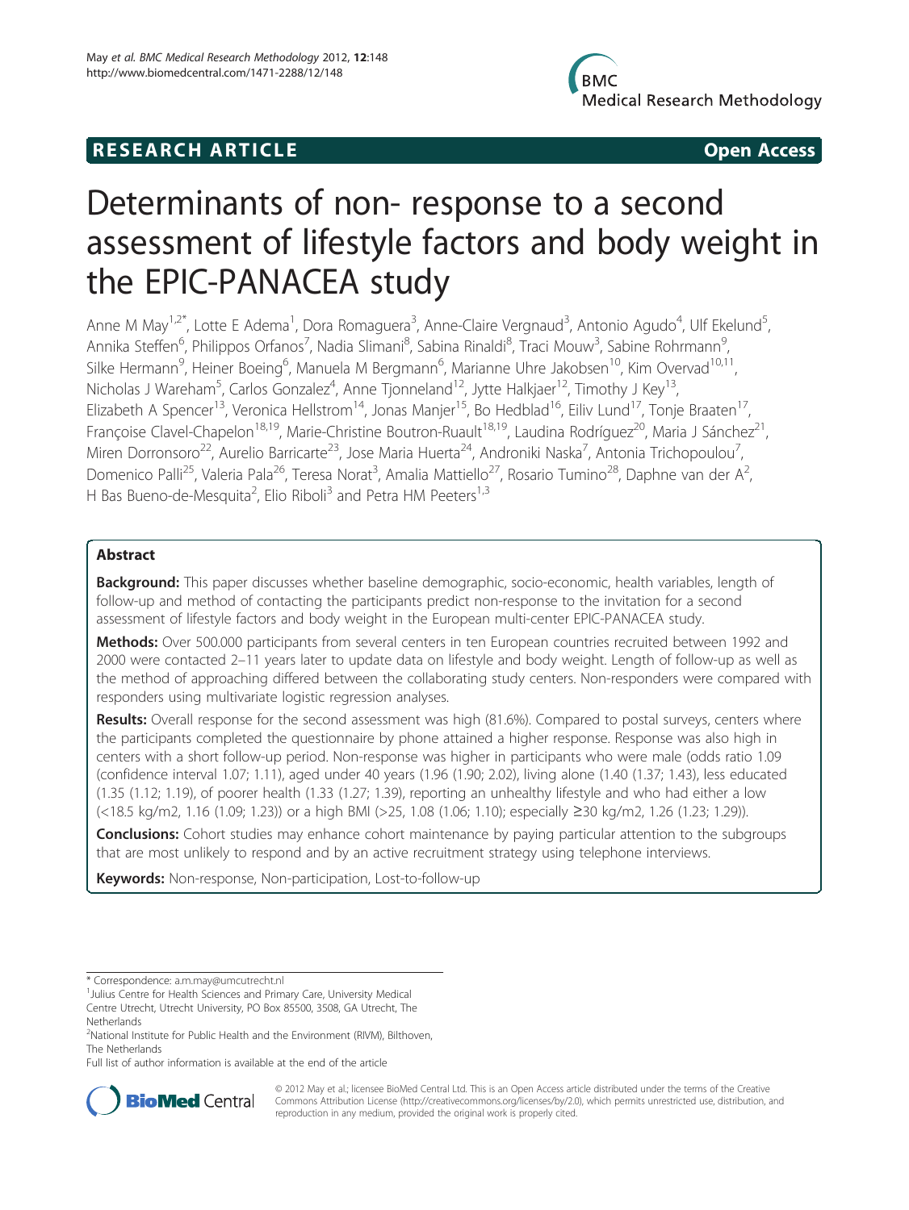**RESEARCH ARTICLE** **Open Access**

# Determinants of non- response to a second assessment of lifestyle factors and body weight in the EPIC-PANACEA study

Anne M May[1,2*], Lotte E Adema[1], Dora Romaguera[3], Anne-Claire Vergnaud[3], Antonio Agudo[4], Ulf Ekelund[5], Annika Steffen[6], Philippos Orfanos[7], Nadia Slimani[8], Sabina Rinaldi[8], Traci Mouw[3], Sabine Rohrmann[9], Silke Hermann[9], Heiner Boeing[6], Manuela M Bergmann[6], Marianne Uhre Jakobsen[10], Kim Overvad[10,11], Nicholas J Wareham[5], Carlos Gonzalez[4], Anne Tjonneland[12], Jytte Halkjaer[12], Timothy J Key[13], Elizabeth A Spencer[13], Veronica Hellstrom[14], Jonas Manjer[15], Bo Hedblad[16], Eiliv Lund[17], Tonje Braaten[17], Françoise Clavel-Chapelon[18,19], Marie-Christine Boutron-Ruault[18,19], Laudina Rodríguez[20], Maria J Sánchez[21], Miren Dorronsoro[22], Aurelio Barricarte[23], Jose Maria Huerta[24], Androniki Naska[7], Antonia Trichopoulou[7], Domenico Palli[25], Valeria Pala[26], Teresa Norat[3], Amalia Mattiello[27], Rosario Tumino[28], Daphne van der A[2], H Bas Bueno-de-Mesquita[2], Elio Riboli[3] and Petra HM Peeters[1,3]

## Abstract

**Background:** This paper discusses whether baseline demographic, socio-economic, health variables, length of follow-up and method of contacting the participants predict non-response to the invitation for a second assessment of lifestyle factors and body weight in the European multi-center EPIC-PANACEA study.

**Methods:** Over 500.000 participants from several centers in ten European countries recruited between 1992 and 2000 were contacted 2–11 years later to update data on lifestyle and body weight. Length of follow-up as well as the method of approaching differed between the collaborating study centers. Non-responders were compared with responders using multivariate logistic regression analyses.

**Results:** Overall response for the second assessment was high (81.6%). Compared to postal surveys, centers where the participants completed the questionnaire by phone attained a higher response. Response was also high in centers with a short follow-up period. Non-response was higher in participants who were male (odds ratio 1.09 (confidence interval 1.07; 1.11), aged under 40 years (1.96 (1.90; 2.02), living alone (1.40 (1.37; 1.43), less educated (1.35 (1.12; 1.19), of poorer health (1.33 (1.27; 1.39), reporting an unhealthy lifestyle and who had either a low (<18.5 kg/m2, 1.16 (1.09; 1.23)) or a high BMI (>25, 1.08 (1.06; 1.10); especially ≥30 kg/m2, 1.26 (1.23; 1.29)).

**Conclusions:** Cohort studies may enhance cohort maintenance by paying particular attention to the subgroups that are most unlikely to respond and by an active recruitment strategy using telephone interviews.

**Keywords:** Non-response, Non-participation, Lost-to-follow-up

\* Correspondence: a.m.may@umcutrecht.nl
[1]Julius Centre for Health Sciences and Primary Care, University Medical Centre Utrecht, Utrecht University, PO Box 85500, 3508, GA Utrecht, The Netherlands
[2]National Institute for Public Health and the Environment (RIVM), Bilthoven, The Netherlands
Full list of author information is available at the end of the article

© 2012 May et al.; licensee BioMed Central Ltd. This is an Open Access article distributed under the terms of the Creative Commons Attribution License (http://creativecommons.org/licenses/by/2.0), which permits unrestricted use, distribution, and reproduction in any medium, provided the original work is properly cited.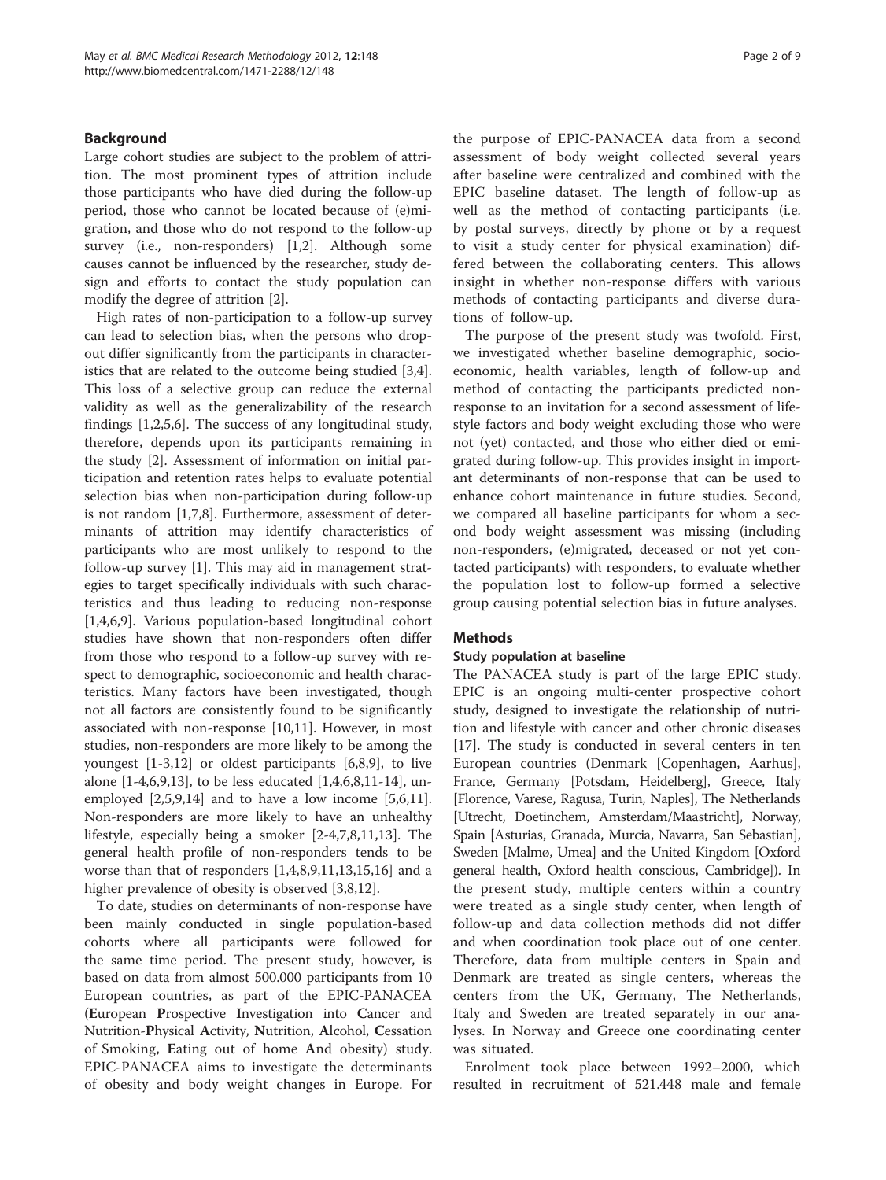## Background

Large cohort studies are subject to the problem of attrition. The most prominent types of attrition include those participants who have died during the follow-up period, those who cannot be located because of (e)migration, and those who do not respond to the follow-up survey (i.e., non-responders) [1,2]. Although some causes cannot be influenced by the researcher, study design and efforts to contact the study population can modify the degree of attrition [2].

High rates of non-participation to a follow-up survey can lead to selection bias, when the persons who drop-out differ significantly from the participants in characteristics that are related to the outcome being studied [3,4]. This loss of a selective group can reduce the external validity as well as the generalizability of the research findings [1,2,5,6]. The success of any longitudinal study, therefore, depends upon its participants remaining in the study [2]. Assessment of information on initial participation and retention rates helps to evaluate potential selection bias when non-participation during follow-up is not random [1,7,8]. Furthermore, assessment of determinants of attrition may identify characteristics of participants who are most unlikely to respond to the follow-up survey [1]. This may aid in management strategies to target specifically individuals with such characteristics and thus leading to reducing non-response [1,4,6,9]. Various population-based longitudinal cohort studies have shown that non-responders often differ from those who respond to a follow-up survey with respect to demographic, socioeconomic and health characteristics. Many factors have been investigated, though not all factors are consistently found to be significantly associated with non-response [10,11]. However, in most studies, non-responders are more likely to be among the youngest [1-3,12] or oldest participants [6,8,9], to live alone [1-4,6,9,13], to be less educated [1,4,6,8,11-14], unemployed [2,5,9,14] and to have a low income [5,6,11]. Non-responders are more likely to have an unhealthy lifestyle, especially being a smoker [2-4,7,8,11,13]. The general health profile of non-responders tends to be worse than that of responders [1,4,8,9,11,13,15,16] and a higher prevalence of obesity is observed [3,8,12].

To date, studies on determinants of non-response have been mainly conducted in single population-based cohorts where all participants were followed for the same time period. The present study, however, is based on data from almost 500.000 participants from 10 European countries, as part of the EPIC-PANACEA (**E**uropean **P**rospective **I**nvestigation into **C**ancer and Nutrition-**P**hysical **A**ctivity, **N**utrition, **A**lcohol, **C**essation of Smoking, **E**ating out of home **A**nd obesity) study. EPIC-PANACEA aims to investigate the determinants of obesity and body weight changes in Europe. For the purpose of EPIC-PANACEA data from a second assessment of body weight collected several years after baseline were centralized and combined with the EPIC baseline dataset. The length of follow-up as well as the method of contacting participants (i.e. by postal surveys, directly by phone or by a request to visit a study center for physical examination) differed between the collaborating centers. This allows insight in whether non-response differs with various methods of contacting participants and diverse durations of follow-up.

The purpose of the present study was twofold. First, we investigated whether baseline demographic, socioeconomic, health variables, length of follow-up and method of contacting the participants predicted non-response to an invitation for a second assessment of lifestyle factors and body weight excluding those who were not (yet) contacted, and those who either died or emigrated during follow-up. This provides insight in important determinants of non-response that can be used to enhance cohort maintenance in future studies. Second, we compared all baseline participants for whom a second body weight assessment was missing (including non-responders, (e)migrated, deceased or not yet contacted participants) with responders, to evaluate whether the population lost to follow-up formed a selective group causing potential selection bias in future analyses.

## Methods

### Study population at baseline

The PANACEA study is part of the large EPIC study. EPIC is an ongoing multi-center prospective cohort study, designed to investigate the relationship of nutrition and lifestyle with cancer and other chronic diseases [17]. The study is conducted in several centers in ten European countries (Denmark [Copenhagen, Aarhus], France, Germany [Potsdam, Heidelberg], Greece, Italy [Florence, Varese, Ragusa, Turin, Naples], The Netherlands [Utrecht, Doetinchem, Amsterdam/Maastricht], Norway, Spain [Asturias, Granada, Murcia, Navarra, San Sebastian], Sweden [Malmø, Umea] and the United Kingdom [Oxford general health, Oxford health conscious, Cambridge]). In the present study, multiple centers within a country were treated as a single study center, when length of follow-up and data collection methods did not differ and when coordination took place out of one center. Therefore, data from multiple centers in Spain and Denmark are treated as single centers, whereas the centers from the UK, Germany, The Netherlands, Italy and Sweden are treated separately in our analyses. In Norway and Greece one coordinating center was situated.

Enrolment took place between 1992–2000, which resulted in recruitment of 521.448 male and female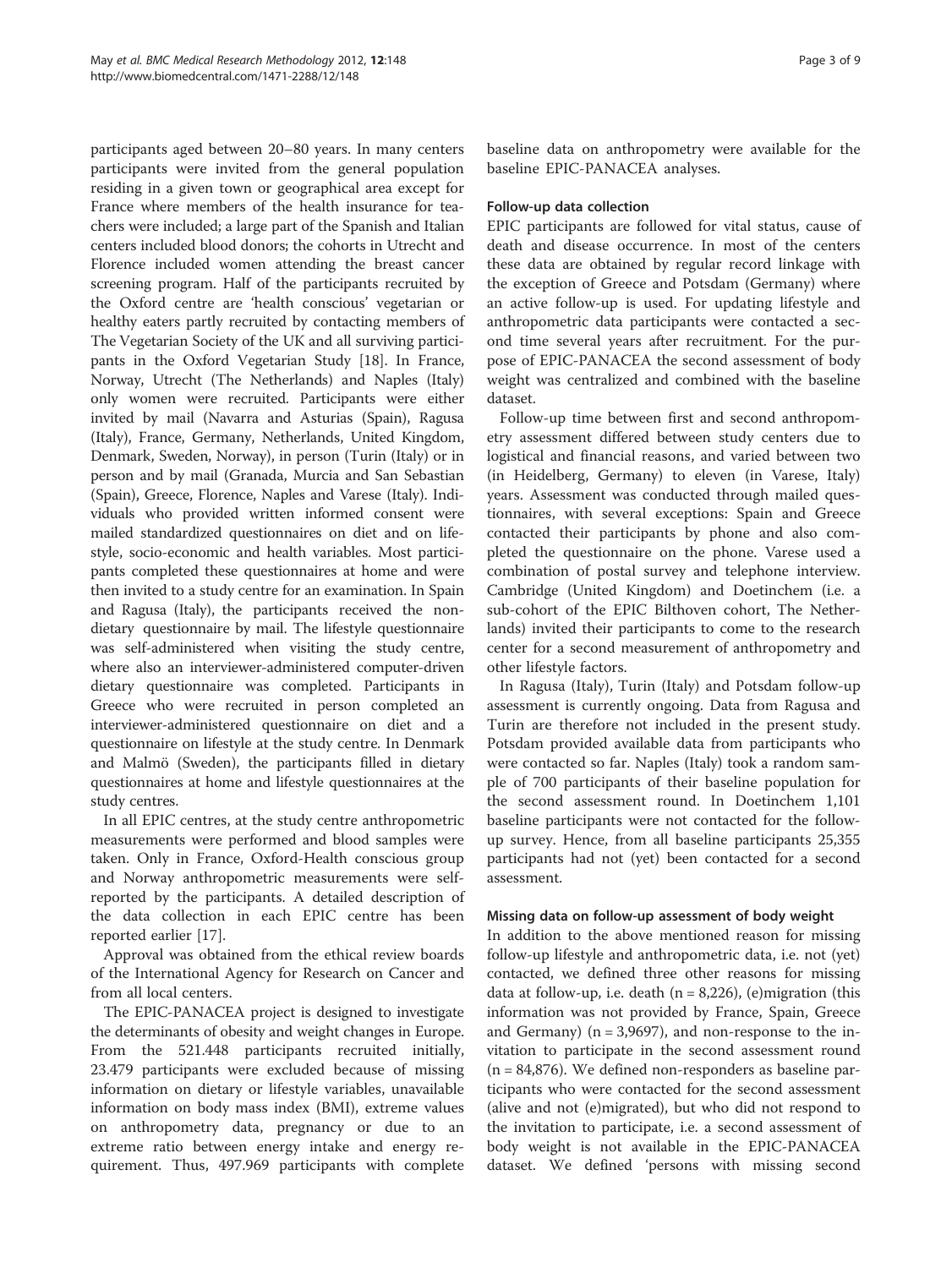participants aged between 20–80 years. In many centers participants were invited from the general population residing in a given town or geographical area except for France where members of the health insurance for teachers were included; a large part of the Spanish and Italian centers included blood donors; the cohorts in Utrecht and Florence included women attending the breast cancer screening program. Half of the participants recruited by the Oxford centre are 'health conscious' vegetarian or healthy eaters partly recruited by contacting members of The Vegetarian Society of the UK and all surviving participants in the Oxford Vegetarian Study [18]. In France, Norway, Utrecht (The Netherlands) and Naples (Italy) only women were recruited. Participants were either invited by mail (Navarra and Asturias (Spain), Ragusa (Italy), France, Germany, Netherlands, United Kingdom, Denmark, Sweden, Norway), in person (Turin (Italy) or in person and by mail (Granada, Murcia and San Sebastian (Spain), Greece, Florence, Naples and Varese (Italy). Individuals who provided written informed consent were mailed standardized questionnaires on diet and on lifestyle, socio-economic and health variables. Most participants completed these questionnaires at home and were then invited to a study centre for an examination. In Spain and Ragusa (Italy), the participants received the non-dietary questionnaire by mail. The lifestyle questionnaire was self-administered when visiting the study centre, where also an interviewer-administered computer-driven dietary questionnaire was completed. Participants in Greece who were recruited in person completed an interviewer-administered questionnaire on diet and a questionnaire on lifestyle at the study centre. In Denmark and Malmö (Sweden), the participants filled in dietary questionnaires at home and lifestyle questionnaires at the study centres.

In all EPIC centres, at the study centre anthropometric measurements were performed and blood samples were taken. Only in France, Oxford-Health conscious group and Norway anthropometric measurements were self-reported by the participants. A detailed description of the data collection in each EPIC centre has been reported earlier [17].

Approval was obtained from the ethical review boards of the International Agency for Research on Cancer and from all local centers.

The EPIC-PANACEA project is designed to investigate the determinants of obesity and weight changes in Europe. From the 521.448 participants recruited initially, 23.479 participants were excluded because of missing information on dietary or lifestyle variables, unavailable information on body mass index (BMI), extreme values on anthropometry data, pregnancy or due to an extreme ratio between energy intake and energy requirement. Thus, 497.969 participants with complete baseline data on anthropometry were available for the baseline EPIC-PANACEA analyses.

#### Follow-up data collection

EPIC participants are followed for vital status, cause of death and disease occurrence. In most of the centers these data are obtained by regular record linkage with the exception of Greece and Potsdam (Germany) where an active follow-up is used. For updating lifestyle and anthropometric data participants were contacted a second time several years after recruitment. For the purpose of EPIC-PANACEA the second assessment of body weight was centralized and combined with the baseline dataset.

Follow-up time between first and second anthropometry assessment differed between study centers due to logistical and financial reasons, and varied between two (in Heidelberg, Germany) to eleven (in Varese, Italy) years. Assessment was conducted through mailed questionnaires, with several exceptions: Spain and Greece contacted their participants by phone and also completed the questionnaire on the phone. Varese used a combination of postal survey and telephone interview. Cambridge (United Kingdom) and Doetinchem (i.e. a sub-cohort of the EPIC Bilthoven cohort, The Netherlands) invited their participants to come to the research center for a second measurement of anthropometry and other lifestyle factors.

In Ragusa (Italy), Turin (Italy) and Potsdam follow-up assessment is currently ongoing. Data from Ragusa and Turin are therefore not included in the present study. Potsdam provided available data from participants who were contacted so far. Naples (Italy) took a random sample of 700 participants of their baseline population for the second assessment round. In Doetinchem 1,101 baseline participants were not contacted for the follow-up survey. Hence, from all baseline participants 25,355 participants had not (yet) been contacted for a second assessment.

#### Missing data on follow-up assessment of body weight

In addition to the above mentioned reason for missing follow-up lifestyle and anthropometric data, i.e. not (yet) contacted, we defined three other reasons for missing data at follow-up, i.e. death (n = 8,226), (e)migration (this information was not provided by France, Spain, Greece and Germany) (n = 3,9697), and non-response to the invitation to participate in the second assessment round (n = 84,876). We defined non-responders as baseline participants who were contacted for the second assessment (alive and not (e)migrated), but who did not respond to the invitation to participate, i.e. a second assessment of body weight is not available in the EPIC-PANACEA dataset. We defined 'persons with missing second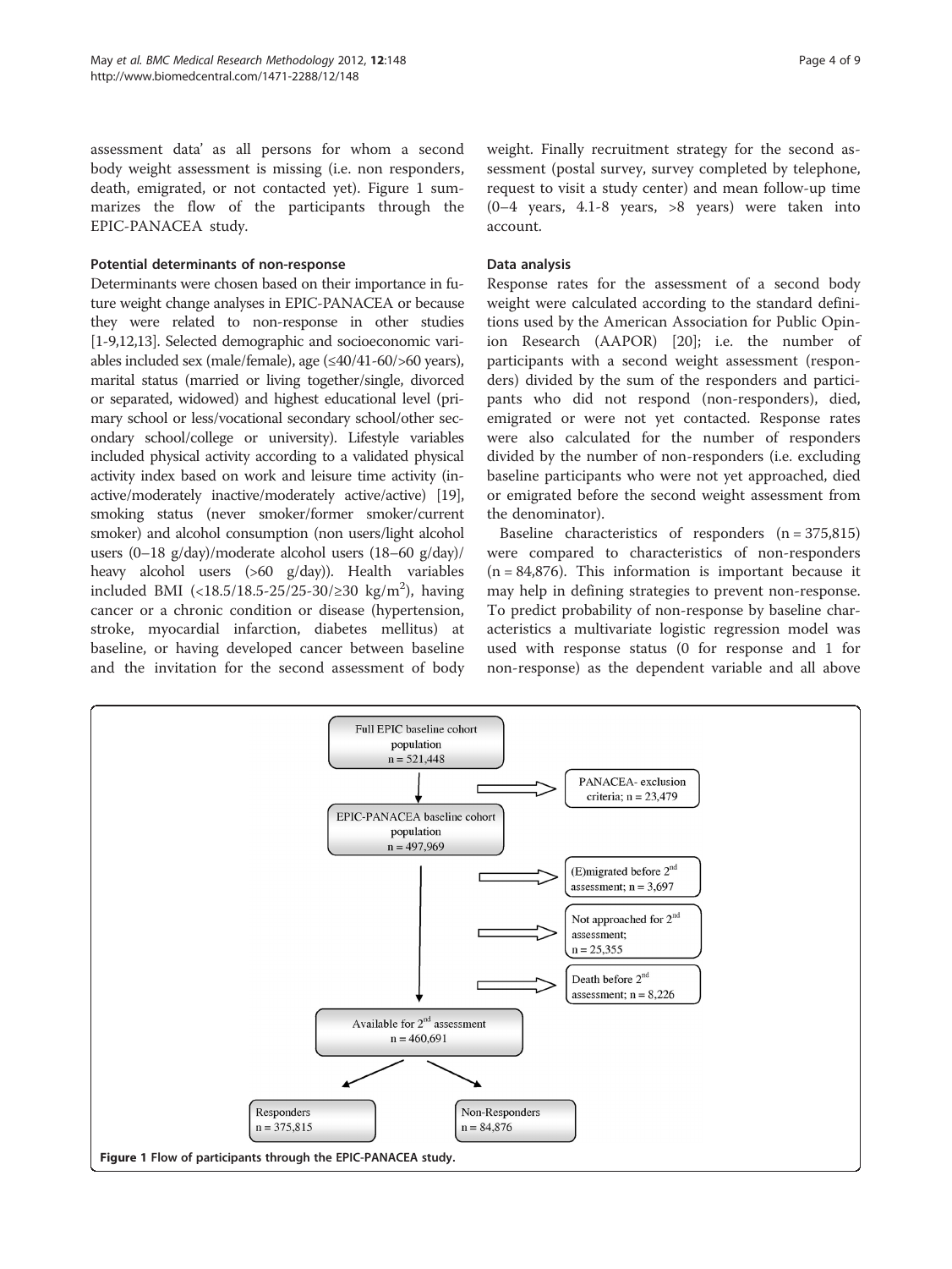assessment data' as all persons for whom a second body weight assessment is missing (i.e. non responders, death, emigrated, or not contacted yet). Figure 1 summarizes the flow of the participants through the EPIC-PANACEA study.

### Potential determinants of non-response

Determinants were chosen based on their importance in future weight change analyses in EPIC-PANACEA or because they were related to non-response in other studies [1-9,12,13]. Selected demographic and socioeconomic variables included sex (male/female), age (≤40/41-60/>60 years), marital status (married or living together/single, divorced or separated, widowed) and highest educational level (primary school or less/vocational secondary school/other secondary school/college or university). Lifestyle variables included physical activity according to a validated physical activity index based on work and leisure time activity (inactive/moderately inactive/moderately active/active) [19], smoking status (never smoker/former smoker/current smoker) and alcohol consumption (non users/light alcohol users (0–18 g/day)/moderate alcohol users (18–60 g/day)/ heavy alcohol users (>60 g/day)). Health variables included BMI (<18.5/18.5-25/25-30/≥30 kg/m$^2$), having cancer or a chronic condition or disease (hypertension, stroke, myocardial infarction, diabetes mellitus) at baseline, or having developed cancer between baseline and the invitation for the second assessment of body weight. Finally recruitment strategy for the second assessment (postal survey, survey completed by telephone, request to visit a study center) and mean follow-up time (0–4 years, 4.1-8 years, >8 years) were taken into account.

### Data analysis

Response rates for the assessment of a second body weight were calculated according to the standard definitions used by the American Association for Public Opinion Research (AAPOR) [20]; i.e. the number of participants with a second weight assessment (responders) divided by the sum of the responders and participants who did not respond (non-responders), died, emigrated or were not yet contacted. Response rates were also calculated for the number of responders divided by the number of non-responders (i.e. excluding baseline participants who were not yet approached, died or emigrated before the second weight assessment from the denominator).

Baseline characteristics of responders (n = 375,815) were compared to characteristics of non-responders (n = 84,876). This information is important because it may help in defining strategies to prevent non-response. To predict probability of non-response by baseline characteristics a multivariate logistic regression model was used with response status (0 for response and 1 for non-response) as the dependent variable and all above

- Full EPIC baseline cohort population n = 521,448
  - PANACEA- exclusion criteria; n = 23,479
- EPIC-PANACEA baseline cohort population n = 497,969
  - (E)migrated before 2nd assessment; n = 3,697
  - Not approached for 2nd assessment; n = 25,355
  - Death before 2nd assessment; n = 8,226
- Available for 2nd assessment n = 460,691
  - Responders n = 375,815
  - Non-Responders n = 84,876

**Figure 1** Flow of participants through the EPIC-PANACEA study.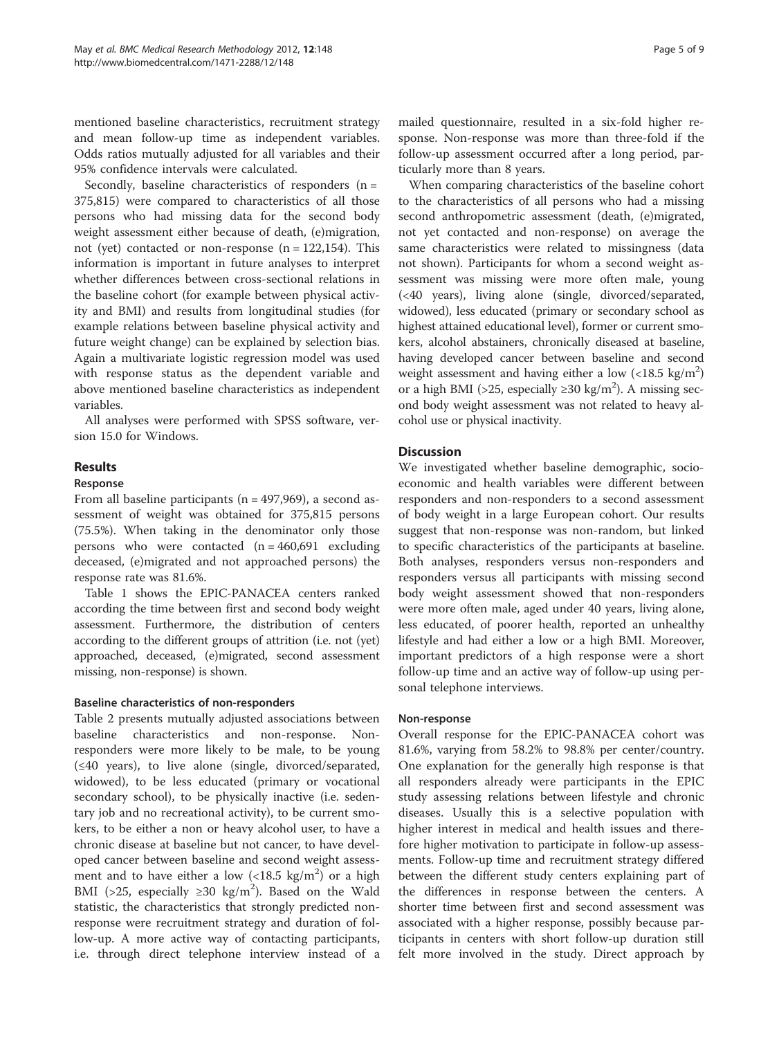mentioned baseline characteristics, recruitment strategy and mean follow-up time as independent variables. Odds ratios mutually adjusted for all variables and their 95% confidence intervals were calculated.

Secondly, baseline characteristics of responders (n = 375,815) were compared to characteristics of all those persons who had missing data for the second body weight assessment either because of death, (e)migration, not (yet) contacted or non-response (n = 122,154). This information is important in future analyses to interpret whether differences between cross-sectional relations in the baseline cohort (for example between physical activity and BMI) and results from longitudinal studies (for example relations between baseline physical activity and future weight change) can be explained by selection bias. Again a multivariate logistic regression model was used with response status as the dependent variable and above mentioned baseline characteristics as independent variables.

All analyses were performed with SPSS software, version 15.0 for Windows.

## Results

### Response

From all baseline participants (n = 497,969), a second assessment of weight was obtained for 375,815 persons (75.5%). When taking in the denominator only those persons who were contacted (n = 460,691 excluding deceased, (e)migrated and not approached persons) the response rate was 81.6%.

Table 1 shows the EPIC-PANACEA centers ranked according the time between first and second body weight assessment. Furthermore, the distribution of centers according to the different groups of attrition (i.e. not (yet) approached, deceased, (e)migrated, second assessment missing, non-response) is shown.

### Baseline characteristics of non-responders

Table 2 presents mutually adjusted associations between baseline characteristics and non-response. Non-responders were more likely to be male, to be young (≤40 years), to live alone (single, divorced/separated, widowed), to be less educated (primary or vocational secondary school), to be physically inactive (i.e. sedentary job and no recreational activity), to be current smokers, to be either a non or heavy alcohol user, to have a chronic disease at baseline but not cancer, to have developed cancer between baseline and second weight assessment and to have either a low (<18.5 kg/m$^2$) or a high BMI (>25, especially ≥30 kg/m$^2$). Based on the Wald statistic, the characteristics that strongly predicted non-response were recruitment strategy and duration of follow-up. A more active way of contacting participants, i.e. through direct telephone interview instead of a mailed questionnaire, resulted in a six-fold higher response. Non-response was more than three-fold if the follow-up assessment occurred after a long period, particularly more than 8 years.

When comparing characteristics of the baseline cohort to the characteristics of all persons who had a missing second anthropometric assessment (death, (e)migrated, not yet contacted and non-response) on average the same characteristics were related to missingness (data not shown). Participants for whom a second weight assessment was missing were more often male, young (<40 years), living alone (single, divorced/separated, widowed), less educated (primary or secondary school as highest attained educational level), former or current smokers, alcohol abstainers, chronically diseased at baseline, having developed cancer between baseline and second weight assessment and having either a low (<18.5 kg/m$^2$) or a high BMI (>25, especially ≥30 kg/m$^2$). A missing second body weight assessment was not related to heavy alcohol use or physical inactivity.

## Discussion

We investigated whether baseline demographic, socio-economic and health variables were different between responders and non-responders to a second assessment of body weight in a large European cohort. Our results suggest that non-response was non-random, but linked to specific characteristics of the participants at baseline. Both analyses, responders versus non-responders and responders versus all participants with missing second body weight assessment showed that non-responders were more often male, aged under 40 years, living alone, less educated, of poorer health, reported an unhealthy lifestyle and had either a low or a high BMI. Moreover, important predictors of a high response were a short follow-up time and an active way of follow-up using personal telephone interviews.

### Non-response

Overall response for the EPIC-PANACEA cohort was 81.6%, varying from 58.2% to 98.8% per center/country. One explanation for the generally high response is that all responders already were participants in the EPIC study assessing relations between lifestyle and chronic diseases. Usually this is a selective population with higher interest in medical and health issues and therefore higher motivation to participate in follow-up assessments. Follow-up time and recruitment strategy differed between the different study centers explaining part of the differences in response between the centers. A shorter time between first and second assessment was associated with a higher response, possibly because participants in centers with short follow-up duration still felt more involved in the study. Direct approach by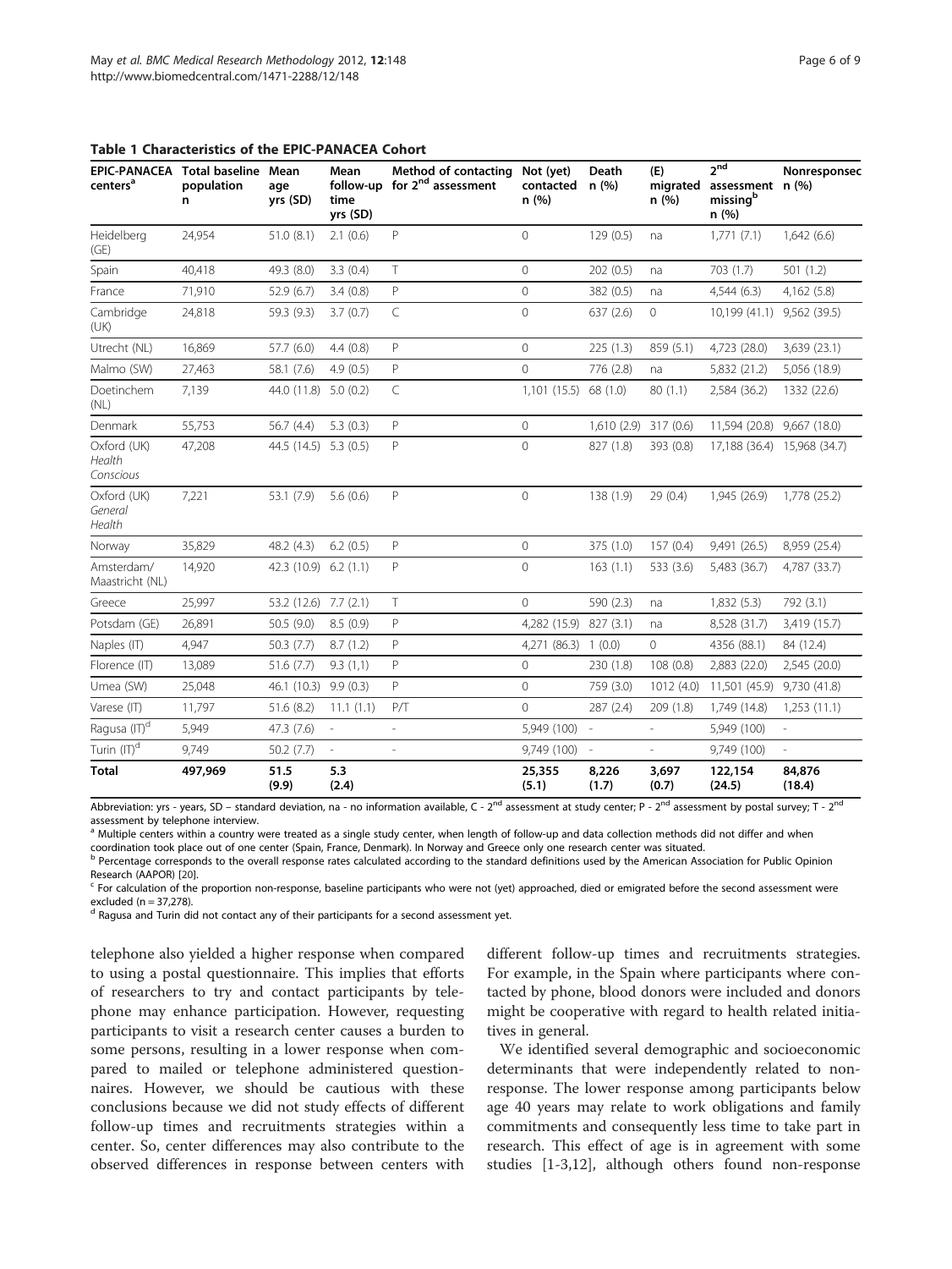**Table 1 Characteristics of the EPIC-PANACEA Cohort**

| EPIC-PANACEA centers[a] | Total baseline population n | Mean age yrs (SD) | Mean follow-up time yrs (SD) | Method of contacting for 2[nd] assessment | Not (yet) contacted n (%) | Death n (%) | (E) migrated n (%) | 2[nd] assessment missing[b] n (%) | Nonresponse[c] n (%) |
|---|---|---|---|---|---|---|---|---|---|
| Heidelberg (GE) | 24,954 | 51.0 (8.1) | 2.1 (0.6) | P | 0 | 129 (0.5) | na | 1,771 (7.1) | 1,642 (6.6) |
| Spain | 40,418 | 49.3 (8.0) | 3.3 (0.4) | T | 0 | 202 (0.5) | na | 703 (1.7) | 501 (1.2) |
| France | 71,910 | 52.9 (6.7) | 3.4 (0.8) | P | 0 | 382 (0.5) | na | 4,544 (6.3) | 4,162 (5.8) |
| Cambridge (UK) | 24,818 | 59.3 (9.3) | 3.7 (0.7) | C | 0 | 637 (2.6) | 0 | 10,199 (41.1) | 9,562 (39.5) |
| Utrecht (NL) | 16,869 | 57.7 (6.0) | 4.4 (0.8) | P | 0 | 225 (1.3) | 859 (5.1) | 4,723 (28.0) | 3,639 (23.1) |
| Malmo (SW) | 27,463 | 58.1 (7.6) | 4.9 (0.5) | P | 0 | 776 (2.8) | na | 5,832 (21.2) | 5,056 (18.9) |
| Doetinchem (NL) | 7,139 | 44.0 (11.8) | 5.0 (0.2) | C | 1,101 (15.5) | 68 (1.0) | 80 (1.1) | 2,584 (36.2) | 1332 (22.6) |
| Denmark | 55,753 | 56.7 (4.4) | 5.3 (0.3) | P | 0 | 1,610 (2.9) | 317 (0.6) | 11,594 (20.8) | 9,667 (18.0) |
| Oxford (UK) *Health Conscious* | 47,208 | 44.5 (14.5) | 5.3 (0.5) | P | 0 | 827 (1.8) | 393 (0.8) | 17,188 (36.4) | 15,968 (34.7) |
| Oxford (UK) *General Health* | 7,221 | 53.1 (7.9) | 5.6 (0.6) | P | 0 | 138 (1.9) | 29 (0.4) | 1,945 (26.9) | 1,778 (25.2) |
| Norway | 35,829 | 48.2 (4.3) | 6.2 (0.5) | P | 0 | 375 (1.0) | 157 (0.4) | 9,491 (26.5) | 8,959 (25.4) |
| Amsterdam/ Maastricht (NL) | 14,920 | 42.3 (10.9) | 6.2 (1.1) | P | 0 | 163 (1.1) | 533 (3.6) | 5,483 (36.7) | 4,787 (33.7) |
| Greece | 25,997 | 53.2 (12.6) | 7.7 (2.1) | T | 0 | 590 (2.3) | na | 1,832 (5.3) | 792 (3.1) |
| Potsdam (GE) | 26,891 | 50.5 (9.0) | 8.5 (0.9) | P | 4,282 (15.9) | 827 (3.1) | na | 8,528 (31.7) | 3,419 (15.7) |
| Naples (IT) | 4,947 | 50.3 (7.7) | 8.7 (1.2) | P | 4,271 (86.3) | 1 (0.0) | 0 | 4356 (88.1) | 84 (12.4) |
| Florence (IT) | 13,089 | 51.6 (7.7) | 9.3 (1,1) | P | 0 | 230 (1.8) | 108 (0.8) | 2,883 (22.0) | 2,545 (20.0) |
| Umea (SW) | 25,048 | 46.1 (10.3) | 9.9 (0.3) | P | 0 | 759 (3.0) | 1012 (4.0) | 11,501 (45.9) | 9,730 (41.8) |
| Varese (IT) | 11,797 | 51.6 (8.2) | 11.1 (1.1) | P/T | 0 | 287 (2.4) | 209 (1.8) | 1,749 (14.8) | 1,253 (11.1) |
| Ragusa (IT)[d] | 5,949 | 47.3 (7.6) | - | - | 5,949 (100) | - | - | 5,949 (100) | - |
| Turin (IT)[d] | 9,749 | 50.2 (7.7) | - | - | 9,749 (100) | - | - | 9,749 (100) | - |
| **Total** | **497,969** | **51.5 (9.9)** | **5.3 (2.4)** | | **25,355 (5.1)** | **8,226 (1.7)** | **3,697 (0.7)** | **122,154 (24.5)** | **84,876 (18.4)** |

Abbreviation: yrs - years, SD – standard deviation, na - no information available, C - 2[nd] assessment at study center; P - 2[nd] assessment by postal survey; T - 2[nd] assessment by telephone interview.

[a] Multiple centers within a country were treated as a single study center, when length of follow-up and data collection methods did not differ and when coordination took place out of one center (Spain, France, Denmark). In Norway and Greece only one research center was situated.

[b] Percentage corresponds to the overall response rates calculated according to the standard definitions used by the American Association for Public Opinion Research (AAPOR) [20].

[c] For calculation of the proportion non-response, baseline participants who were not (yet) approached, died or emigrated before the second assessment were excluded (n = 37,278).

[d] Ragusa and Turin did not contact any of their participants for a second assessment yet.

telephone also yielded a higher response when compared to using a postal questionnaire. This implies that efforts of researchers to try and contact participants by telephone may enhance participation. However, requesting participants to visit a research center causes a burden to some persons, resulting in a lower response when compared to mailed or telephone administered questionnaires. However, we should be cautious with these conclusions because we did not study effects of different follow-up times and recruitments strategies within a center. So, center differences may also contribute to the observed differences in response between centers with different follow-up times and recruitments strategies. For example, in the Spain where participants where contacted by phone, blood donors were included and donors might be cooperative with regard to health related initiatives in general.

We identified several demographic and socioeconomic determinants that were independently related to non-response. The lower response among participants below age 40 years may relate to work obligations and family commitments and consequently less time to take part in research. This effect of age is in agreement with some studies [1-3,12], although others found non-response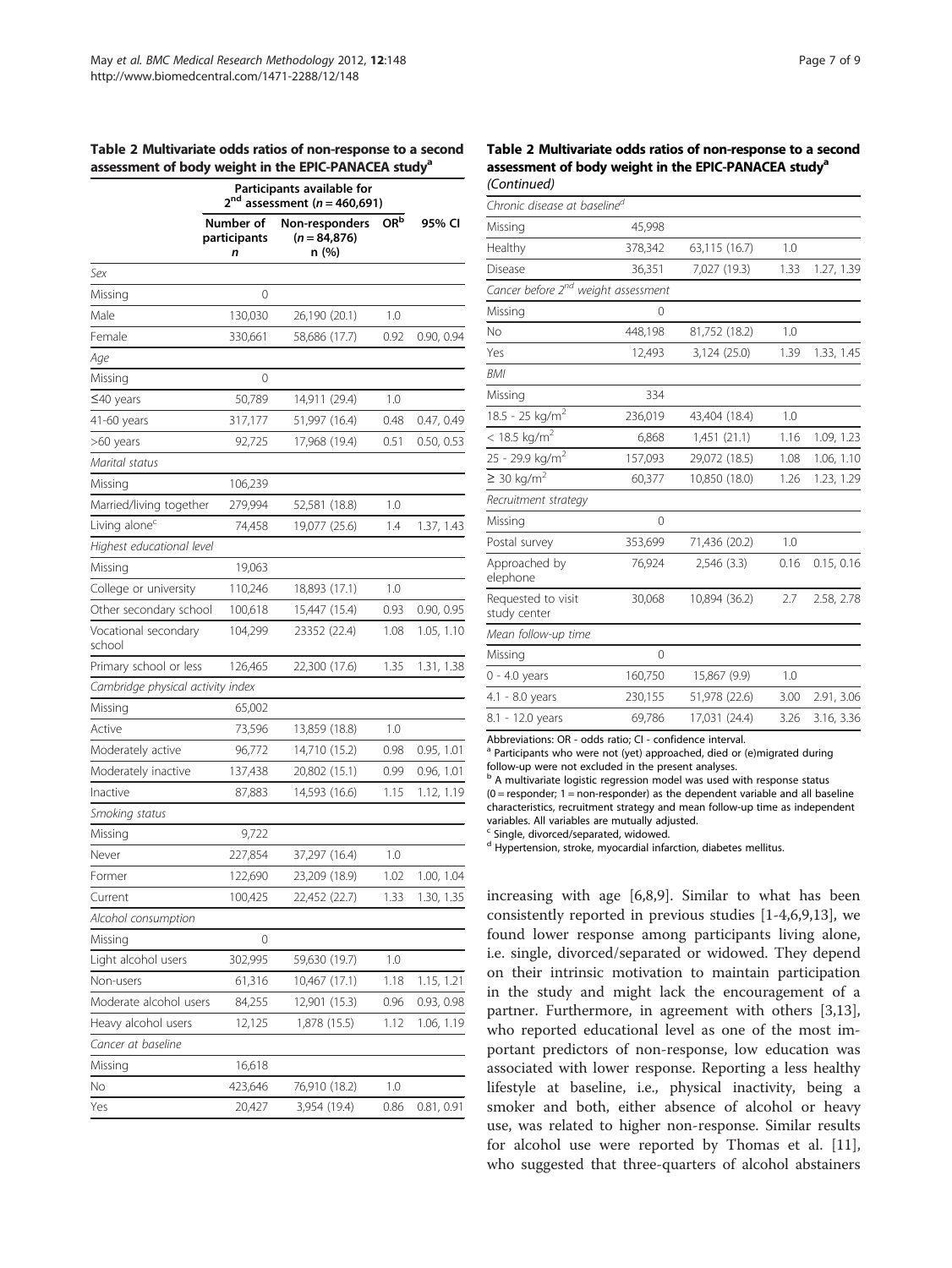**Table 2 Multivariate odds ratios of non-response to a second assessment of body weight in the EPIC-PANACEA study[a]**

| | Participants available for 2nd assessment ($n$ = 460,691) | | | |
|---|---|---|---|---|
| | Number of participants $n$ | Non-responders ($n$ = 84,876) n (%) | OR[b] | 95% CI |
| *Sex* | | | | |
| Missing | 0 | | | |
| Male | 130,030 | 26,190 (20.1) | 1.0 | |
| Female | 330,661 | 58,686 (17.7) | 0.92 | 0.90, 0.94 |
| *Age* | | | | |
| Missing | 0 | | | |
| ≤40 years | 50,789 | 14,911 (29.4) | 1.0 | |
| 41-60 years | 317,177 | 51,997 (16.4) | 0.48 | 0.47, 0.49 |
| >60 years | 92,725 | 17,968 (19.4) | 0.51 | 0.50, 0.53 |
| *Marital status* | | | | |
| Missing | 106,239 | | | |
| Married/living together | 279,994 | 52,581 (18.8) | 1.0 | |
| Living alone[c] | 74,458 | 19,077 (25.6) | 1.4 | 1.37, 1.43 |
| *Highest educational level* | | | | |
| Missing | 19,063 | | | |
| College or university | 110,246 | 18,893 (17.1) | 1.0 | |
| Other secondary school | 100,618 | 15,447 (15.4) | 0.93 | 0.90, 0.95 |
| Vocational secondary school | 104,299 | 23352 (22.4) | 1.08 | 1.05, 1.10 |
| Primary school or less | 126,465 | 22,300 (17.6) | 1.35 | 1.31, 1.38 |
| *Cambridge physical activity index* | | | | |
| Missing | 65,002 | | | |
| Active | 73,596 | 13,859 (18.8) | 1.0 | |
| Moderately active | 96,772 | 14,710 (15.2) | 0.98 | 0.95, 1.01 |
| Moderately inactive | 137,438 | 20,802 (15.1) | 0.99 | 0.96, 1.01 |
| Inactive | 87,883 | 14,593 (16.6) | 1.15 | 1.12, 1.19 |
| *Smoking status* | | | | |
| Missing | 9,722 | | | |
| Never | 227,854 | 37,297 (16.4) | 1.0 | |
| Former | 122,690 | 23,209 (18.9) | 1.02 | 1.00, 1.04 |
| Current | 100,425 | 22,452 (22.7) | 1.33 | 1.30, 1.35 |
| *Alcohol consumption* | | | | |
| Missing | 0 | | | |
| Light alcohol users | 302,995 | 59,630 (19.7) | 1.0 | |
| Non-users | 61,316 | 10,467 (17.1) | 1.18 | 1.15, 1.21 |
| Moderate alcohol users | 84,255 | 12,901 (15.3) | 0.96 | 0.93, 0.98 |
| Heavy alcohol users | 12,125 | 1,878 (15.5) | 1.12 | 1.06, 1.19 |
| *Cancer at baseline* | | | | |
| Missing | 16,618 | | | |
| No | 423,646 | 76,910 (18.2) | 1.0 | |
| Yes | 20,427 | 3,954 (19.4) | 0.86 | 0.81, 0.91 |
| *Chronic disease at baseline[d]* | | | | |
| Missing | 45,998 | | | |
| Healthy | 378,342 | 63,115 (16.7) | 1.0 | |
| Disease | 36,351 | 7,027 (19.3) | 1.33 | 1.27, 1.39 |
| *Cancer before 2nd weight assessment* | | | | |
| Missing | 0 | | | |
| No | 448,198 | 81,752 (18.2) | 1.0 | |
| Yes | 12,493 | 3,124 (25.0) | 1.39 | 1.33, 1.45 |
| *BMI* | | | | |
| Missing | 334 | | | |
| 18.5 - 25 kg/m$^2$ | 236,019 | 43,404 (18.4) | 1.0 | |
| < 18.5 kg/m$^2$ | 6,868 | 1,451 (21.1) | 1.16 | 1.09, 1.23 |
| 25 - 29.9 kg/m$^2$ | 157,093 | 29,072 (18.5) | 1.08 | 1.06, 1.10 |
| ≥ 30 kg/m$^2$ | 60,377 | 10,850 (18.0) | 1.26 | 1.23, 1.29 |
| *Recruitment strategy* | | | | |
| Missing | 0 | | | |
| Postal survey | 353,699 | 71,436 (20.2) | 1.0 | |
| Approached by elephone | 76,924 | 2,546 (3.3) | 0.16 | 0.15, 0.16 |
| Requested to visit study center | 30,068 | 10,894 (36.2) | 2.7 | 2.58, 2.78 |
| *Mean follow-up time* | | | | |
| Missing | 0 | | | |
| 0 - 4.0 years | 160,750 | 15,867 (9.9) | 1.0 | |
| 4.1 - 8.0 years | 230,155 | 51,978 (22.6) | 3.00 | 2.91, 3.06 |
| 8.1 - 12.0 years | 69,786 | 17,031 (24.4) | 3.26 | 3.16, 3.36 |

Abbreviations: OR - odds ratio; CI - confidence interval.
[a] Participants who were not (yet) approached, died or (e)migrated during follow-up were not excluded in the present analyses.
[b] A multivariate logistic regression model was used with response status (0 = responder; 1 = non-responder) as the dependent variable and all baseline characteristics, recruitment strategy and mean follow-up time as independent variables. All variables are mutually adjusted.
[c] Single, divorced/separated, widowed.
[d] Hypertension, stroke, myocardial infarction, diabetes mellitus.

increasing with age [6,8,9]. Similar to what has been consistently reported in previous studies [1-4,6,9,13], we found lower response among participants living alone, i.e. single, divorced/separated or widowed. They depend on their intrinsic motivation to maintain participation in the study and might lack the encouragement of a partner. Furthermore, in agreement with others [3,13], who reported educational level as one of the most important predictors of non-response, low education was associated with lower response. Reporting a less healthy lifestyle at baseline, i.e., physical inactivity, being a smoker and both, either absence of alcohol or heavy use, was related to higher non-response. Similar results for alcohol use were reported by Thomas et al. [11], who suggested that three-quarters of alcohol abstainers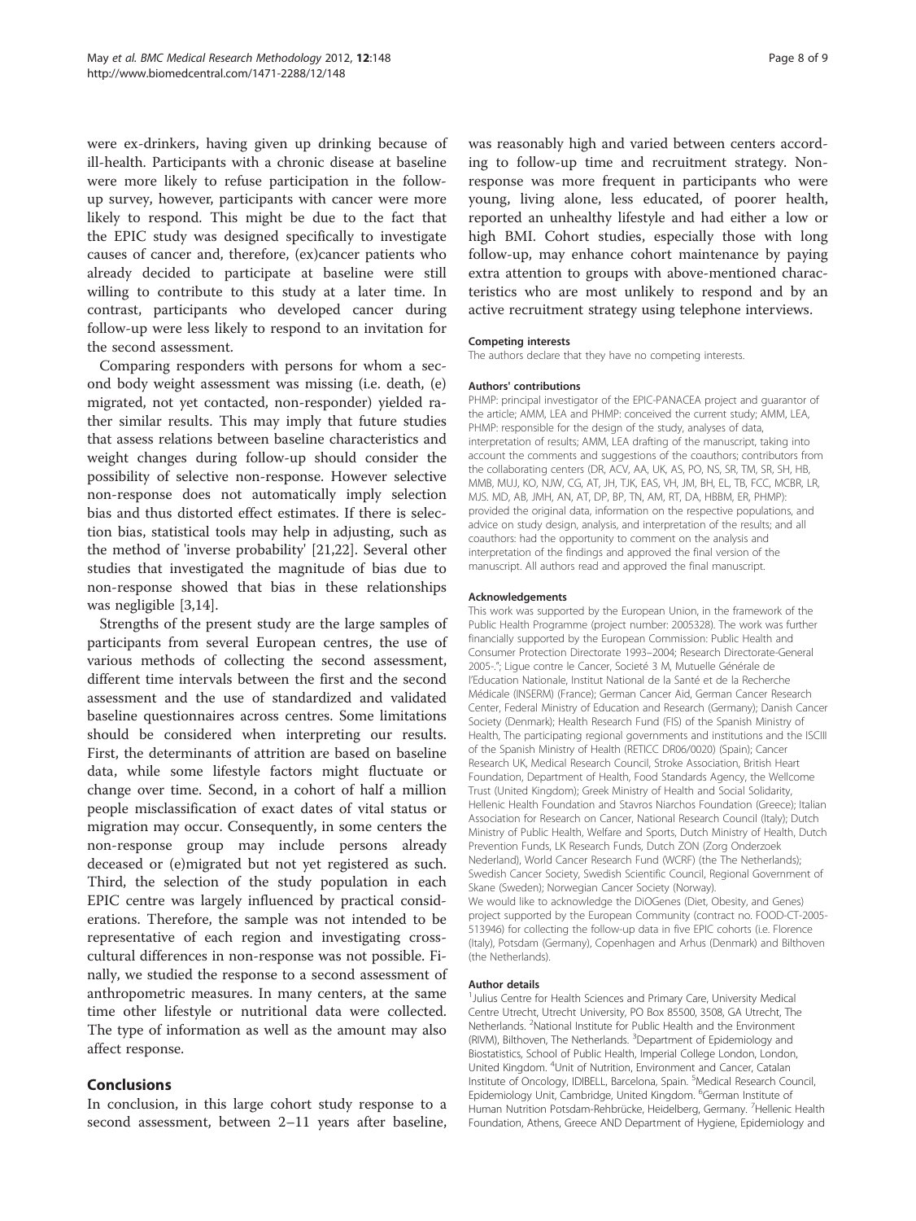were ex-drinkers, having given up drinking because of ill-health. Participants with a chronic disease at baseline were more likely to refuse participation in the follow-up survey, however, participants with cancer were more likely to respond. This might be due to the fact that the EPIC study was designed specifically to investigate causes of cancer and, therefore, (ex)cancer patients who already decided to participate at baseline were still willing to contribute to this study at a later time. In contrast, participants who developed cancer during follow-up were less likely to respond to an invitation for the second assessment.

Comparing responders with persons for whom a second body weight assessment was missing (i.e. death, (e) migrated, not yet contacted, non-responder) yielded rather similar results. This may imply that future studies that assess relations between baseline characteristics and weight changes during follow-up should consider the possibility of selective non-response. However selective non-response does not automatically imply selection bias and thus distorted effect estimates. If there is selection bias, statistical tools may help in adjusting, such as the method of 'inverse probability' [21,22]. Several other studies that investigated the magnitude of bias due to non-response showed that bias in these relationships was negligible [3,14].

Strengths of the present study are the large samples of participants from several European centres, the use of various methods of collecting the second assessment, different time intervals between the first and the second assessment and the use of standardized and validated baseline questionnaires across centres. Some limitations should be considered when interpreting our results. First, the determinants of attrition are based on baseline data, while some lifestyle factors might fluctuate or change over time. Second, in a cohort of half a million people misclassification of exact dates of vital status or migration may occur. Consequently, in some centers the non-response group may include persons already deceased or (e)migrated but not yet registered as such. Third, the selection of the study population in each EPIC centre was largely influenced by practical considerations. Therefore, the sample was not intended to be representative of each region and investigating cross-cultural differences in non-response was not possible. Finally, we studied the response to a second assessment of anthropometric measures. In many centers, at the same time other lifestyle or nutritional data were collected. The type of information as well as the amount may also affect response.

## Conclusions

In conclusion, in this large cohort study response to a second assessment, between 2–11 years after baseline, was reasonably high and varied between centers according to follow-up time and recruitment strategy. Non-response was more frequent in participants who were young, living alone, less educated, of poorer health, reported an unhealthy lifestyle and had either a low or high BMI. Cohort studies, especially those with long follow-up, may enhance cohort maintenance by paying extra attention to groups with above-mentioned characteristics who are most unlikely to respond and by an active recruitment strategy using telephone interviews.

#### Competing interests

The authors declare that they have no competing interests.

#### Authors' contributions

PHMP: principal investigator of the EPIC-PANACEA project and guarantor of the article; AMM, LEA and PHMP: conceived the current study; AMM, LEA, PHMP: responsible for the design of the study, analyses of data, interpretation of results; AMM, LEA drafting of the manuscript, taking into account the comments and suggestions of the coauthors; contributors from the collaborating centers (DR, ACV, AA, UK, AS, PO, NS, SR, TM, SR, SH, HB, MMB, MUJ, KO, NJW, CG, AT, JH, TJK, EAS, VH, JM, BH, EL, TB, FCC, MCBR, LR, MJS. MD, AB, JMH, AN, AT, DP, BP, TN, AM, RT, DA, HBBM, ER, PHMP): provided the original data, information on the respective populations, and advice on study design, analysis, and interpretation of the results; and all coauthors: had the opportunity to comment on the analysis and interpretation of the findings and approved the final version of the manuscript. All authors read and approved the final manuscript.

#### Acknowledgements

This work was supported by the European Union, in the framework of the Public Health Programme (project number: 2005328). The work was further financially supported by the European Commission: Public Health and Consumer Protection Directorate 1993–2004; Research Directorate-General 2005-."; Ligue contre le Cancer, Societé 3 M, Mutuelle Générale de l'Education Nationale, Institut National de la Santé et de la Recherche Médicale (INSERM) (France); German Cancer Aid, German Cancer Research Center, Federal Ministry of Education and Research (Germany); Danish Cancer Society (Denmark); Health Research Fund (FIS) of the Spanish Ministry of Health, The participating regional governments and institutions and the ISCIII of the Spanish Ministry of Health (RETICC DR06/0020) (Spain); Cancer Research UK, Medical Research Council, Stroke Association, British Heart Foundation, Department of Health, Food Standards Agency, the Wellcome Trust (United Kingdom); Greek Ministry of Health and Social Solidarity, Hellenic Health Foundation and Stavros Niarchos Foundation (Greece); Italian Association for Research on Cancer, National Research Council (Italy); Dutch Ministry of Public Health, Welfare and Sports, Dutch Ministry of Health, Dutch Prevention Funds, LK Research Funds, Dutch ZON (Zorg Onderzoek Nederland), World Cancer Research Fund (WCRF) (the The Netherlands); Swedish Cancer Society, Swedish Scientific Council, Regional Government of Skane (Sweden); Norwegian Cancer Society (Norway).
We would like to acknowledge the DiOGenes (Diet, Obesity, and Genes) project supported by the European Community (contract no. FOOD-CT-2005-513946) for collecting the follow-up data in five EPIC cohorts (i.e. Florence (Italy), Potsdam (Germany), Copenhagen and Arhus (Denmark) and Bilthoven (the Netherlands).

#### Author details

[1]Julius Centre for Health Sciences and Primary Care, University Medical Centre Utrecht, Utrecht University, PO Box 85500, 3508, GA Utrecht, The Netherlands. [2]National Institute for Public Health and the Environment (RIVM), Bilthoven, The Netherlands. [3]Department of Epidemiology and Biostatistics, School of Public Health, Imperial College London, London, United Kingdom. [4]Unit of Nutrition, Environment and Cancer, Catalan Institute of Oncology, IDIBELL, Barcelona, Spain. [5]Medical Research Council, Epidemiology Unit, Cambridge, United Kingdom. [6]German Institute of Human Nutrition Potsdam-Rehbrücke, Heidelberg, Germany. [7]Hellenic Health Foundation, Athens, Greece AND Department of Hygiene, Epidemiology and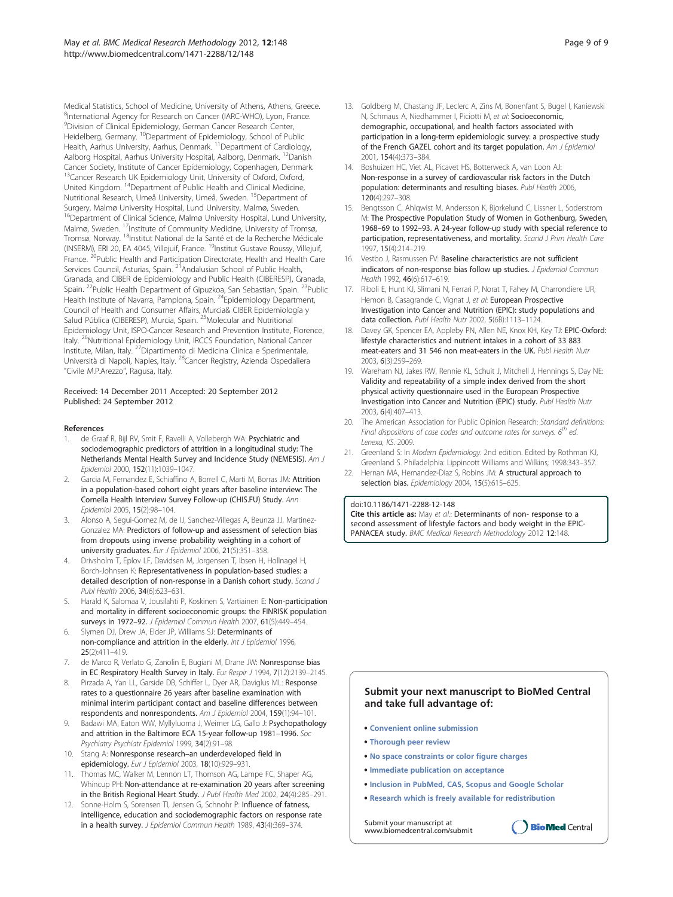Medical Statistics, School of Medicine, University of Athens, Athens, Greece. [8]International Agency for Research on Cancer (IARC-WHO), Lyon, France. [9]Division of Clinical Epidemiology, German Cancer Research Center, Heidelberg, Germany. [10]Department of Epidemiology, School of Public Health, Aarhus University, Aarhus, Denmark. [11]Department of Cardiology, Aalborg Hospital, Aarhus University Hospital, Aalborg, Denmark. [12]Danish Cancer Society, Institute of Cancer Epidemiology, Copenhagen, Denmark. [13]Cancer Research UK Epidemiology Unit, University of Oxford, Oxford, United Kingdom. [14]Department of Public Health and Clinical Medicine, Nutritional Research, Umeå University, Umeå, Sweden. [15]Department of Surgery, Malmø University Hospital, Lund University, Malmø, Sweden. [16]Department of Clinical Science, Malmø University Hospital, Lund University, Malmø, Sweden. [17]Institute of Community Medicine, University of Tromsø, Tromsø, Norway. [18]Institut National de la Santé et de la Recherche Médicale (INSERM), ERI 20, EA 4045, Villejuif, France. [19]Institut Gustave Roussy, Villejuif, France. [20]Public Health and Participation Directorate, Health and Health Care Services Council, Asturias, Spain. [21]Andalusian School of Public Health, Granada, and CIBER de Epidemiology and Public Health (CIBERESP), Granada, Spain. [22]Public Health Department of Gipuzkoa, San Sebastian, Spain. [23]Public Health Institute of Navarra, Pamplona, Spain. [24]Epidemiology Department, Council of Health and Consumer Affairs, Murcia& CIBER Epidemiología y Salud Pública (CIBERESP), Murcia, Spain. [25]Molecular and Nutritional Epidemiology Unit, ISPO-Cancer Research and Prevention Institute, Florence, Italy. [26]Nutritional Epidemiology Unit, IRCCS Foundation, National Cancer Institute, Milan, Italy. [27]Dipartimento di Medicina Clinica e Sperimentale, Università di Napoli, Naples, Italy. [28]Cancer Registry, Azienda Ospedaliera "Civile M.P.Arezzo", Ragusa, Italy.

Received: 14 December 2011 Accepted: 20 September 2012
Published: 24 September 2012

## References

1. de Graaf R, Bijl RV, Smit F, Ravelli A, Vollebergh WA: **Psychiatric and sociodemographic predictors of attrition in a longitudinal study: The Netherlands Mental Health Survey and Incidence Study (NEMESIS).** *Am J Epidemiol* 2000, **152**(11):1039–1047.
2. Garcia M, Fernandez E, Schiaffino A, Borrell C, Marti M, Borras JM: **Attrition in a population-based cohort eight years after baseline interview: The Cornella Health Interview Survey Follow-up (CHIS.FU) Study.** *Ann Epidemiol* 2005, **15**(2):98–104.
3. Alonso A, Segui-Gomez M, de IJ, Sanchez-Villegas A, Beunza JJ, Martinez-Gonzalez MA: **Predictors of follow-up and assessment of selection bias from dropouts using inverse probability weighting in a cohort of university graduates.** *Eur J Epidemiol* 2006, **21**(5):351–358.
4. Drivsholm T, Eplov LF, Davidsen M, Jorgensen T, Ibsen H, Hollnagel H, Borch-Johnsen K: **Representativeness in population-based studies: a detailed description of non-response in a Danish cohort study.** *Scand J Publ Health* 2006, **34**(6):623–631.
5. Harald K, Salomaa V, Jousilahti P, Koskinen S, Vartiainen E: **Non-participation and mortality in different socioeconomic groups: the FINRISK population surveys in 1972–92.** *J Epidemiol Commun Health* 2007, **61**(5):449–454.
6. Slymen DJ, Drew JA, Elder JP, Williams SJ: **Determinants of non-compliance and attrition in the elderly.** *Int J Epidemiol* 1996, **25**(2):411–419.
7. de Marco R, Verlato G, Zanolin E, Bugiani M, Drane JW: **Nonresponse bias in EC Respiratory Health Survey in Italy.** *Eur Respir J* 1994, **7**(12):2139–2145.
8. Pirzada A, Yan LL, Garside DB, Schiffer L, Dyer AR, Daviglus ML: **Response rates to a questionnaire 26 years after baseline examination with minimal interim participant contact and baseline differences between respondents and nonrespondents.** *Am J Epidemiol* 2004, **159**(1):94–101.
9. Badawi MA, Eaton WW, Myllyluoma J, Weimer LG, Gallo J: **Psychopathology and attrition in the Baltimore ECA 15-year follow-up 1981–1996.** *Soc Psychiatry Psychiatr Epidemiol* 1999, **34**(2):91–98.
10. Stang A: **Nonresponse research–an underdeveloped field in epidemiology.** *Eur J Epidemiol* 2003, **18**(10):929–931.
11. Thomas MC, Walker M, Lennon LT, Thomson AG, Lampe FC, Shaper AG, Whincup PH: **Non-attendance at re-examination 20 years after screening in the British Regional Heart Study.** *J Publ Health Med* 2002, **24**(4):285–291.
12. Sonne-Holm S, Sorensen TI, Jensen G, Schnohr P: **Influence of fatness, intelligence, education and sociodemographic factors on response rate in a health survey.** *J Epidemiol Commun Health* 1989, **43**(4):369–374.
13. Goldberg M, Chastang JF, Leclerc A, Zins M, Bonenfant S, Bugel I, Kaniewski N, Schmaus A, Niedhammer I, Piciotti M, *et al*: **Socioeconomic, demographic, occupational, and health factors associated with participation in a long-term epidemiologic survey: a prospective study of the French GAZEL cohort and its target population.** *Am J Epidemiol* 2001, **154**(4):373–384.
14. Boshuizen HC, Viet AL, Picavet HS, Botterweck A, van Loon AJ: **Non-response in a survey of cardiovascular risk factors in the Dutch population: determinants and resulting biases.** *Publ Health* 2006, **120**(4):297–308.
15. Bengtsson C, Ahlqwist M, Andersson K, Bjorkelund C, Lissner L, Soderstrom M: **The Prospective Population Study of Women in Gothenburg, Sweden, 1968–69 to 1992–93. A 24-year follow-up study with special reference to participation, representativeness, and mortality.** *Scand J Prim Health Care* 1997, **15**(4):214–219.
16. Vestbo J, Rasmussen FV: **Baseline characteristics are not sufficient indicators of non-response bias follow up studies.** *J Epidemiol Commun Health* 1992, **46**(6):617–619.
17. Riboli E, Hunt KJ, Slimani N, Ferrari P, Norat T, Fahey M, Charrondiere UR, Hemon B, Casagrande C, Vignat J, *et al*: **European Prospective Investigation into Cancer and Nutrition (EPIC): study populations and data collection.** *Publ Health Nutr* 2002, **5**(6B):1113–1124.
18. Davey GK, Spencer EA, Appleby PN, Allen NE, Knox KH, Key TJ: **EPIC-Oxford: lifestyle characteristics and nutrient intakes in a cohort of 33 883 meat-eaters and 31 546 non meat-eaters in the UK.** *Publ Health Nutr* 2003, **6**(3):259–269.
19. Wareham NJ, Jakes RW, Rennie KL, Schuit J, Mitchell J, Hennings S, Day NE: **Validity and repeatability of a simple index derived from the short physical activity questionnaire used in the European Prospective Investigation into Cancer and Nutrition (EPIC) study.** *Publ Health Nutr* 2003, **6**(4):407–413.
20. The American Association for Public Opinion Research: *Standard definitions: Final dispositions of case codes and outcome rates for surveys. 6th ed.* Lenexa, KS. 2009.
21. Greenland S: In *Modern Epidemiology*. 2nd edition. Edited by Rothman KJ, Greenland S. Philadelphia: Lippincott Williams and Wilkins; 1998:343–357.
22. Hernan MA, Hernandez-Diaz S, Robins JM: **A structural approach to selection bias.** *Epidemiology* 2004, **15**(5):615–625.

doi:10.1186/1471-2288-12-148
**Cite this article as:** May *et al.*: Determinants of non- response to a second assessment of lifestyle factors and body weight in the EPIC-PANACEA study. *BMC Medical Research Methodology* 2012 **12**:148.

**Submit your next manuscript to BioMed Central and take full advantage of:**

- Convenient online submission
- Thorough peer review
- No space constraints or color figure charges
- Immediate publication on acceptance
- Inclusion in PubMed, CAS, Scopus and Google Scholar
- Research which is freely available for redistribution

Submit your manuscript at www.biomedcentral.com/submit

BioMed Central